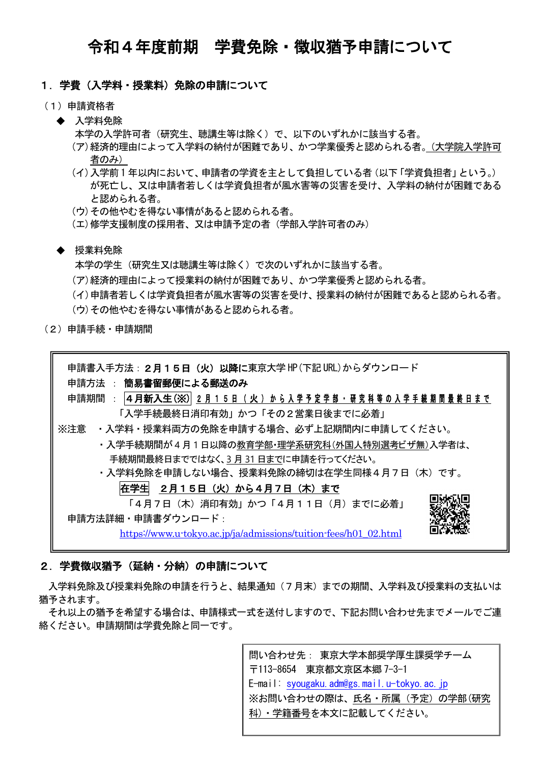# 令和４年度前期　学費免除・徴収猶予申請について

## １．学費（入学料・授業料）免除の申請について

（１）申請資格者

◆ 入学料免除

本学の入学許可者（研究生、聴講生等は除く）で、以下のいずれかに該当する者。

(ア) 経済的理由によって入学料の納付が困難であり、かつ学業優秀と認められる者。(大学院入学許可者のみ)

(イ) 入学前１年以内において、申請者の学資を主として負担している者（以下「学資負担者」という。）が死亡し、又は申請者若しくは学資負担者が風水害等の災害を受け、入学料の納付が困難であると認められる者。

(ウ) その他やむを得ない事情があると認められる者。

(エ) 修学支援制度の採用者、又は申請予定の者（学部入学許可者のみ）

◆ 授業料免除

本学の学生（研究生又は聴講生等は除く）で次のいずれかに該当する者。

(ア) 経済的理由によって授業料の納付が困難であり、かつ学業優秀と認められる者。

(イ) 申請者若しくは学資負担者が風水害等の災害を受け、授業料の納付が困難であると認められる者。

(ウ) その他やむを得ない事情があると認められる者。

（２）申請手続・申請期間

申請書入手方法：**２月１５日（火）以降**に東京大学 HP（下記 URL）からダウンロード

申請方法 ： **簡易書留郵便による郵送のみ**

申請期間 ： **４月新入生(※)** 2月15日（火）から入学予定学部・研究科等の入学手続期間最終日まで

「入学手続最終日消印有効」かつ「その２営業日後までに必着」

※注意
- 入学料・授業料両方の免除を申請する場合、必ず上記期間内に申請してください。
- 入学手続期間が４月１日以降の教育学部・理学系研究科(外国人特別選考ビザ無)入学者は、手続期間最終日までではなく、3月31日までに申請を行ってください。
- 入学料免除を申請しない場合、授業料免除の締切は在学生同様４月７日（木）です。

**在学生**　**２月１５日（火）から４月７日（木）まで**

「４月７日（木）消印有効」かつ「４月１１日（月）までに必着」

申請方法詳細・申請書ダウンロード：

https://www.u-tokyo.ac.jp/ja/admissions/tuition-fees/h01_02.html

## ２．学費徴収猶予（延納・分納）の申請について

入学料免除及び授業料免除の申請を行うと、結果通知（７月末）までの期間、入学料及び授業料の支払いは猶予されます。

それ以上の猶予を希望する場合は、申請様式一式を送付しますので、下記お問い合わせ先までメールでご連絡ください。申請期間は学費免除と同一です。

問い合わせ先： 東京大学本部奨学厚生課奨学チーム
〒113-8654　東京都文京区本郷 7-3-1
E-mail: syougaku.adm@gs.mail.u-tokyo.ac.jp
※お問い合わせの際は、氏名・所属（予定）の学部(研究科)・学籍番号を本文に記載してください。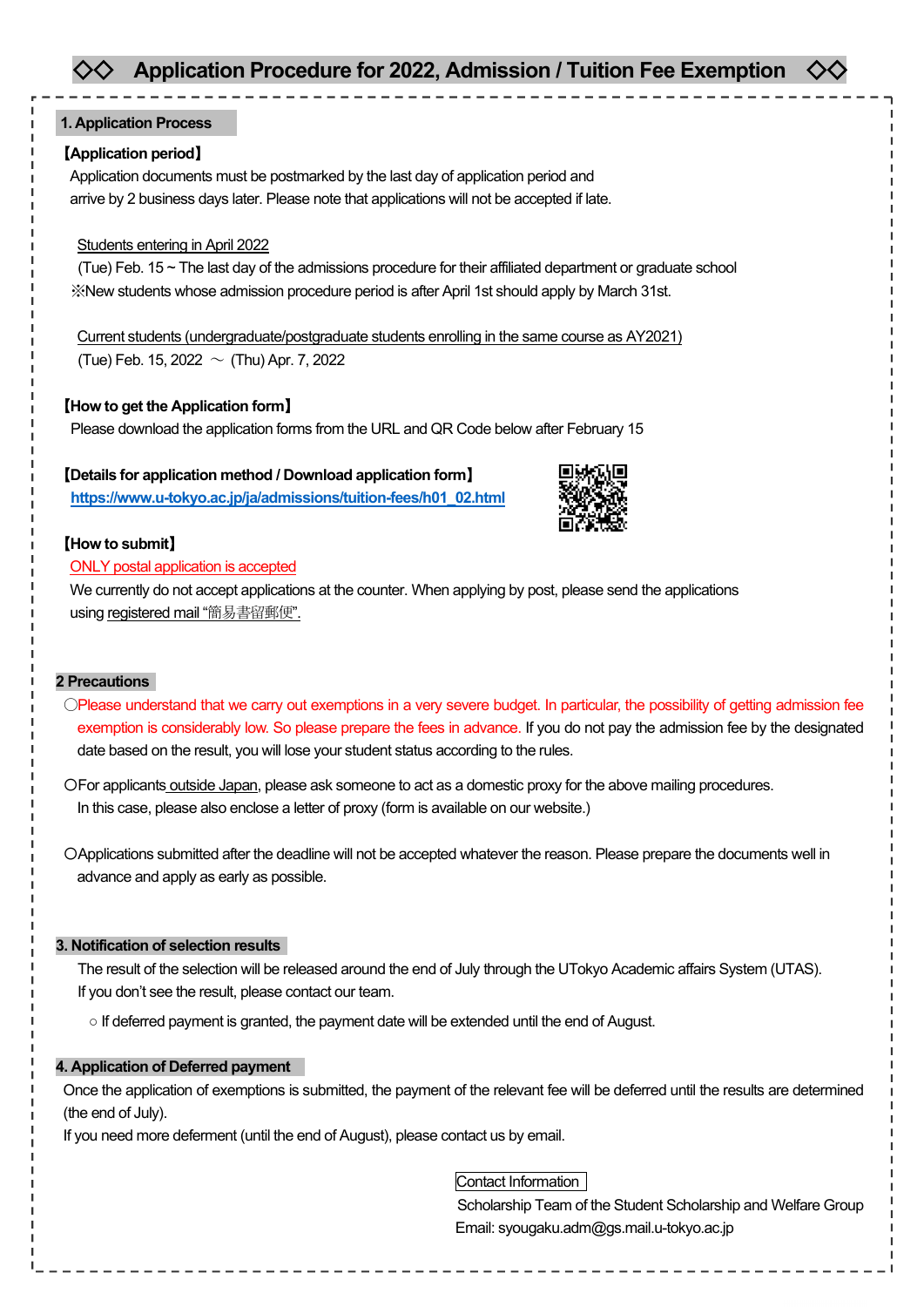# ◇◇ Application Procedure for 2022, Admission / Tuition Fee Exemption ◇◇

## 1. Application Process

**【Application period】**

Application documents must be postmarked by the last day of application period and arrive by 2 business days later. Please note that applications will not be accepted if late.

Students entering in April 2022

(Tue) Feb. 15 ~ The last day of the admissions procedure for their affiliated department or graduate school

※New students whose admission procedure period is after April 1st should apply by March 31st.

Current students (undergraduate/postgraduate students enrolling in the same course as AY2021)

(Tue) Feb. 15, 2022 ～ (Thu) Apr. 7, 2022

**【How to get the Application form】**

Please download the application forms from the URL and QR Code below after February 15

**【Details for application method / Download application form】**

https://www.u-tokyo.ac.jp/ja/admissions/tuition-fees/h01_02.html

**【How to submit】**

ONLY postal application is accepted

We currently do not accept applications at the counter. When applying by post, please send the applications using registered mail "簡易書留郵便".

## 2 Precautions

〇Please understand that we carry out exemptions in a very severe budget. In particular, the possibility of getting admission fee exemption is considerably low. So please prepare the fees in advance. If you do not pay the admission fee by the designated date based on the result, you will lose your student status according to the rules.

〇For applicants outside Japan, please ask someone to act as a domestic proxy for the above mailing procedures. In this case, please also enclose a letter of proxy (form is available on our website.)

〇Applications submitted after the deadline will not be accepted whatever the reason. Please prepare the documents well in advance and apply as early as possible.

## 3. Notification of selection results

The result of the selection will be released around the end of July through the UTokyo Academic affairs System (UTAS). If you don't see the result, please contact our team.

○ If deferred payment is granted, the payment date will be extended until the end of August.

## 4. Application of Deferred payment

Once the application of exemptions is submitted, the payment of the relevant fee will be deferred until the results are determined (the end of July).

If you need more deferment (until the end of August), please contact us by email.

Contact Information

Scholarship Team of the Student Scholarship and Welfare Group

Email: syougaku.adm@gs.mail.u-tokyo.ac.jp